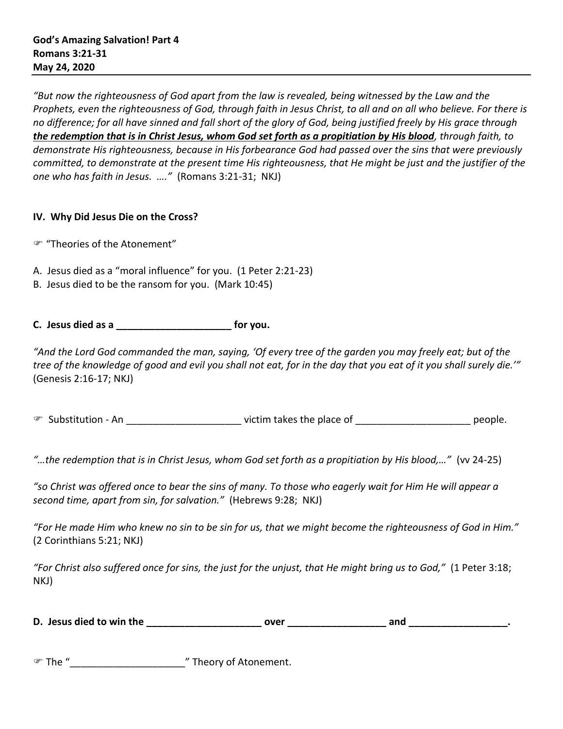**God's Amazing Salvation! Part 4**
**Romans 3:21-31**
**May 24, 2020**

---

*"But now the righteousness of God apart from the law is revealed, being witnessed by the Law and the Prophets, even the righteousness of God, through faith in Jesus Christ, to all and on all who believe. For there is no difference; for all have sinned and fall short of the glory of God, being justified freely by His grace through* ***the redemption that is in Christ Jesus, whom God set forth as a propitiation by His blood****, through faith, to demonstrate His righteousness, because in His forbearance God had passed over the sins that were previously committed, to demonstrate at the present time His righteousness, that He might be just and the justifier of the one who has faith in Jesus. …."* (Romans 3:21-31; NKJ)

**IV. Why Did Jesus Die on the Cross?**

☞ "Theories of the Atonement"

A. Jesus died as a "moral influence" for you. (1 Peter 2:21-23)
B. Jesus died to be the ransom for you. (Mark 10:45)

**C. Jesus died as a _____________________ for you.**

*"And the Lord God commanded the man, saying, 'Of every tree of the garden you may freely eat; but of the tree of the knowledge of good and evil you shall not eat, for in the day that you eat of it you shall surely die.'"* (Genesis 2:16-17; NKJ)

☞ Substitution - An _____________________ victim takes the place of _____________________ people.

*"…the redemption that is in Christ Jesus, whom God set forth as a propitiation by His blood,…"* (vv 24-25)

*"so Christ was offered once to bear the sins of many. To those who eagerly wait for Him He will appear a second time, apart from sin, for salvation."* (Hebrews 9:28; NKJ)

*"For He made Him who knew no sin to be sin for us, that we might become the righteousness of God in Him."* (2 Corinthians 5:21; NKJ)

*"For Christ also suffered once for sins, the just for the unjust, that He might bring us to God,"* (1 Peter 3:18; NKJ)

**D. Jesus died to win the _____________________ over __________________ and __________________.**

☞ The "_____________________" Theory of Atonement.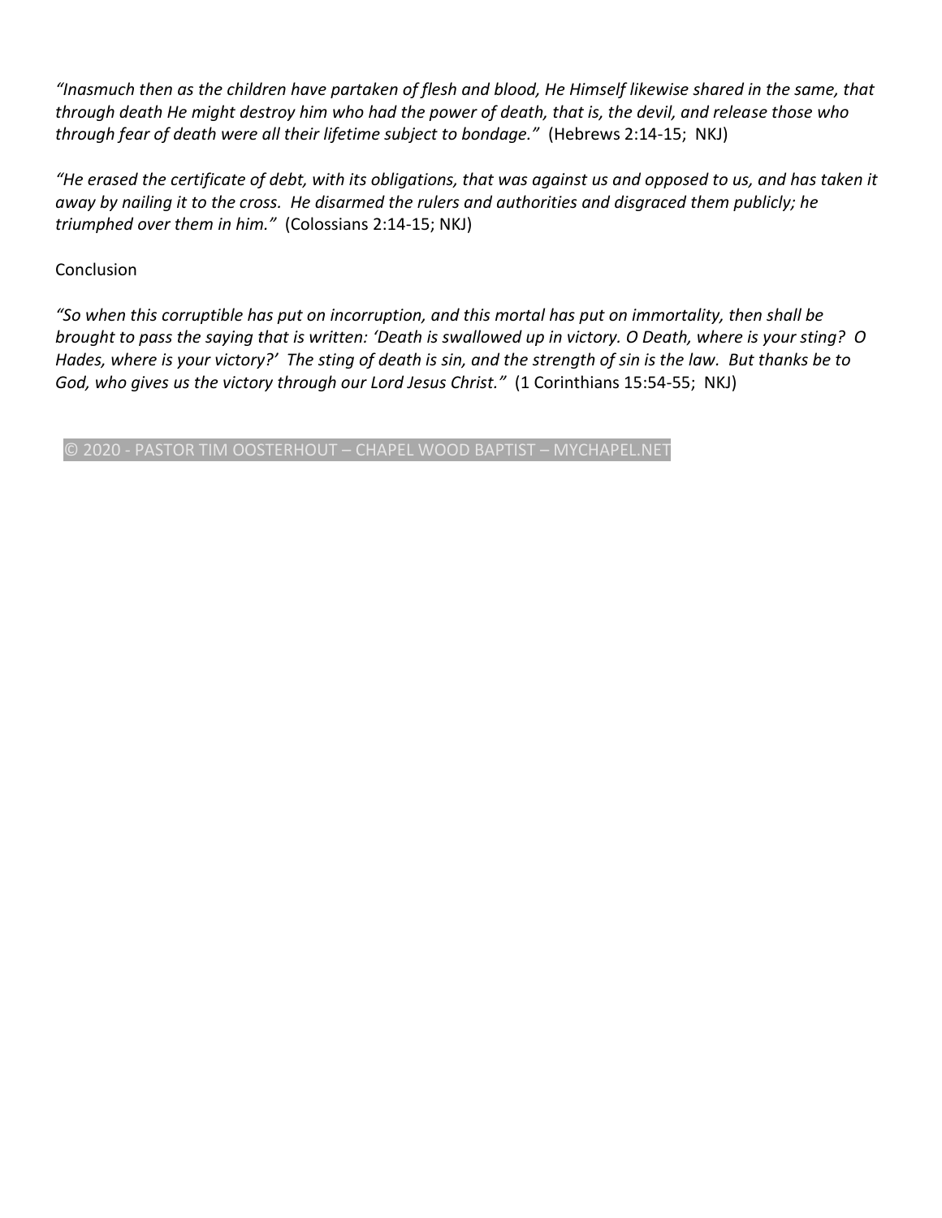*"Inasmuch then as the children have partaken of flesh and blood, He Himself likewise shared in the same, that through death He might destroy him who had the power of death, that is, the devil, and release those who through fear of death were all their lifetime subject to bondage."* (Hebrews 2:14-15; NKJ)

*"He erased the certificate of debt, with its obligations, that was against us and opposed to us, and has taken it away by nailing it to the cross. He disarmed the rulers and authorities and disgraced them publicly; he triumphed over them in him."* (Colossians 2:14-15; NKJ)

Conclusion

*"So when this corruptible has put on incorruption, and this mortal has put on immortality, then shall be brought to pass the saying that is written: 'Death is swallowed up in victory. O Death, where is your sting? O Hades, where is your victory?' The sting of death is sin, and the strength of sin is the law. But thanks be to God, who gives us the victory through our Lord Jesus Christ."* (1 Corinthians 15:54-55; NKJ)

© 2020 - PASTOR TIM OOSTERHOUT – CHAPEL WOOD BAPTIST – MYCHAPEL.NET